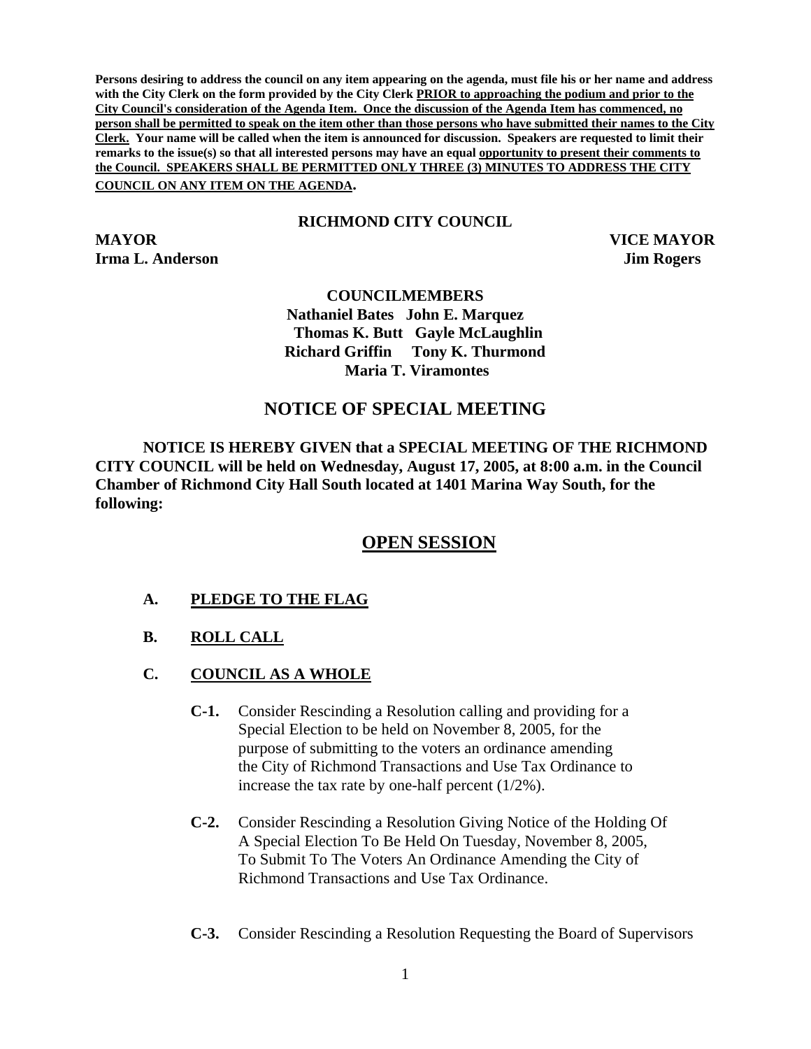**Persons desiring to address the council on any item appearing on the agenda, must file his or her name and address with the City Clerk on the form provided by the City Clerk PRIOR to approaching the podium and prior to the City Council's consideration of the Agenda Item. Once the discussion of the Agenda Item has commenced, no person shall be permitted to speak on the item other than those persons who have submitted their names to the City Clerk. Your name will be called when the item is announced for discussion. Speakers are requested to limit their remarks to the issue(s) so that all interested persons may have an equal opportunity to present their comments to the Council. SPEAKERS SHALL BE PERMITTED ONLY THREE (3) MINUTES TO ADDRESS THE CITY COUNCIL ON ANY ITEM ON THE AGENDA.**

**RICHMOND CITY COUNCIL**

**MAYOR**
**Irma L. Anderson**

**VICE MAYOR**
**Jim Rogers**

**COUNCILMEMBERS**

**Nathaniel Bates John E. Marquez**
**Thomas K. Butt Gayle McLaughlin**
**Richard Griffin Tony K. Thurmond**
**Maria T. Viramontes**

## NOTICE OF SPECIAL MEETING

**NOTICE IS HEREBY GIVEN that a SPECIAL MEETING OF THE RICHMOND CITY COUNCIL will be held on Wednesday, August 17, 2005, at 8:00 a.m. in the Council Chamber of Richmond City Hall South located at 1401 Marina Way South, for the following:**

## OPEN SESSION

**A. PLEDGE TO THE FLAG**

**B. ROLL CALL**

**C. COUNCIL AS A WHOLE**

**C-1.** Consider Rescinding a Resolution calling and providing for a Special Election to be held on November 8, 2005, for the purpose of submitting to the voters an ordinance amending the City of Richmond Transactions and Use Tax Ordinance to increase the tax rate by one-half percent (1/2%).

**C-2.** Consider Rescinding a Resolution Giving Notice of the Holding Of A Special Election To Be Held On Tuesday, November 8, 2005, To Submit To The Voters An Ordinance Amending the City of Richmond Transactions and Use Tax Ordinance.

**C-3.** Consider Rescinding a Resolution Requesting the Board of Supervisors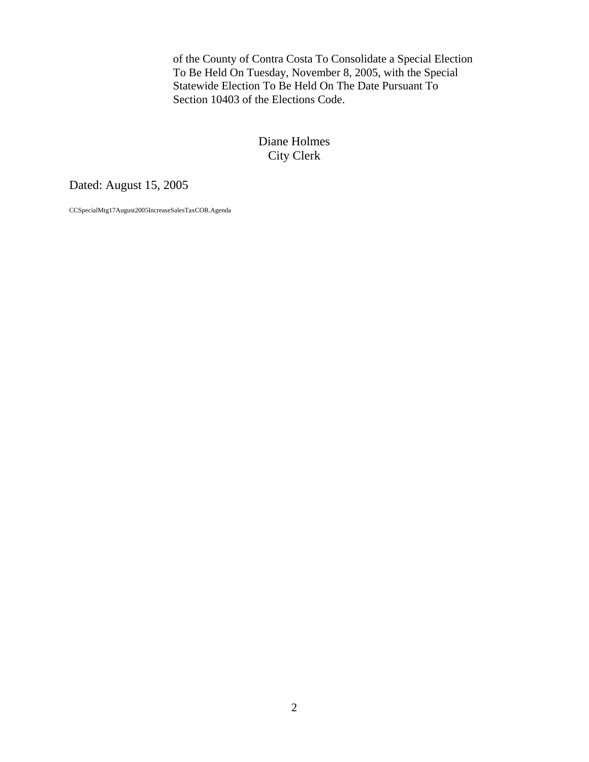of the County of Contra Costa To Consolidate a Special Election To Be Held On Tuesday, November 8, 2005, with the Special Statewide Election To Be Held On The Date Pursuant To Section 10403 of the Elections Code.

Diane Holmes
City Clerk

Dated: August 15, 2005

CCSpecialMtg17August2005IncreaseSalesTaxCOR.Agenda